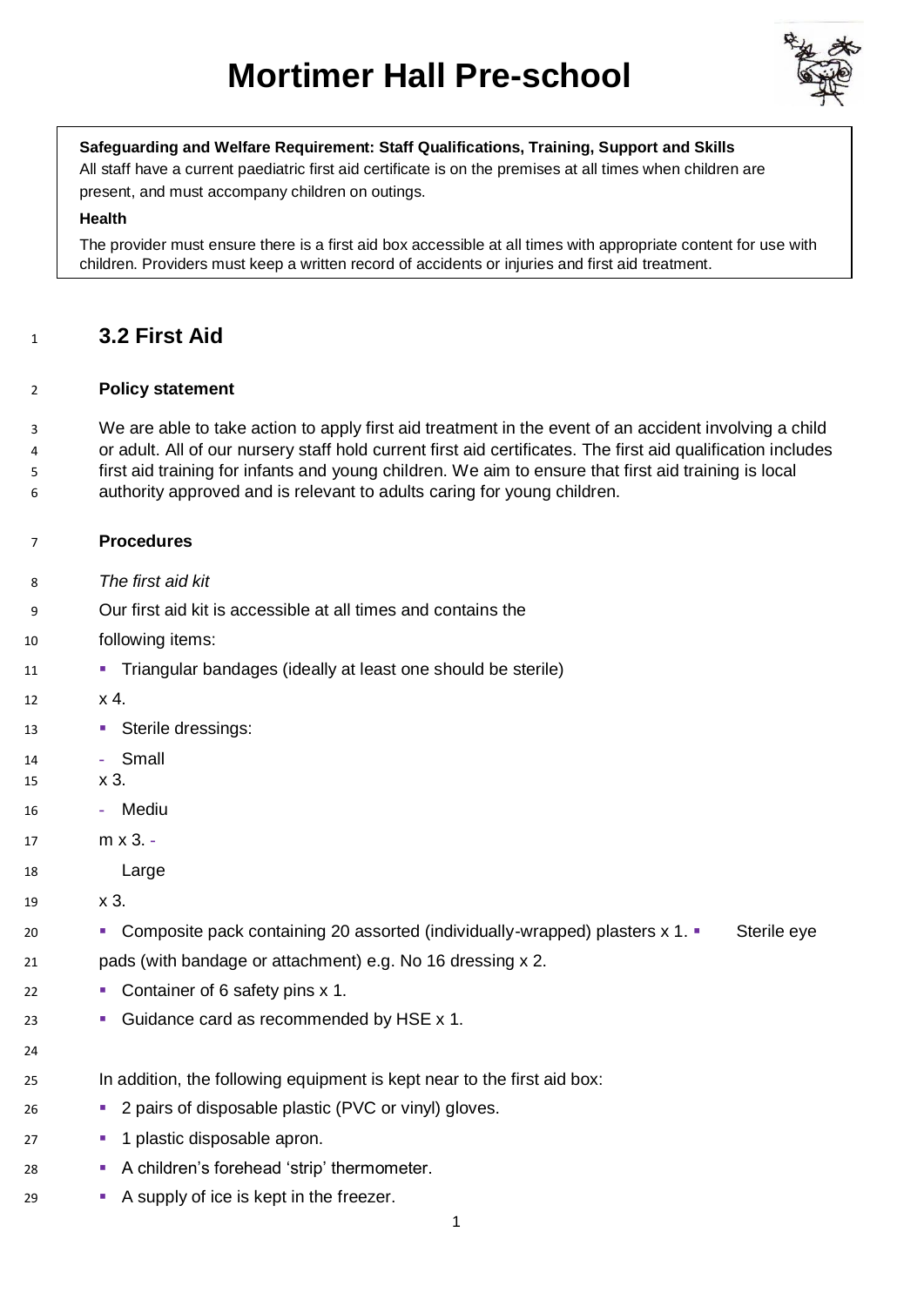# Mortimer Hall Pre-school

**Safeguarding and Welfare Requirement: Staff Qualifications, Training, Support and Skills**
All staff have a current paediatric first aid certificate is on the premises at all times when children are present, and must accompany children on outings.

**Health**

The provider must ensure there is a first aid box accessible at all times with appropriate content for use with children. Providers must keep a written record of accidents or injuries and first aid treatment.

## 3.2 First Aid

### Policy statement

We are able to take action to apply first aid treatment in the event of an accident involving a child or adult. All of our nursery staff hold current first aid certificates. The first aid qualification includes first aid training for infants and young children. We aim to ensure that first aid training is local authority approved and is relevant to adults caring for young children.

### Procedures

*The first aid kit*

Our first aid kit is accessible at all times and contains the following items:

- Triangular bandages (ideally at least one should be sterile) x 4.
- Sterile dressings:
  - Small x 3.
  - Medium x 3.
  - Large x 3.
- Composite pack containing 20 assorted (individually-wrapped) plasters x 1.
- Sterile eye pads (with bandage or attachment) e.g. No 16 dressing x 2.
- Container of 6 safety pins x 1.
- Guidance card as recommended by HSE x 1.

In addition, the following equipment is kept near to the first aid box:

- 2 pairs of disposable plastic (PVC or vinyl) gloves.
- 1 plastic disposable apron.
- A children's forehead 'strip' thermometer.
- A supply of ice is kept in the freezer.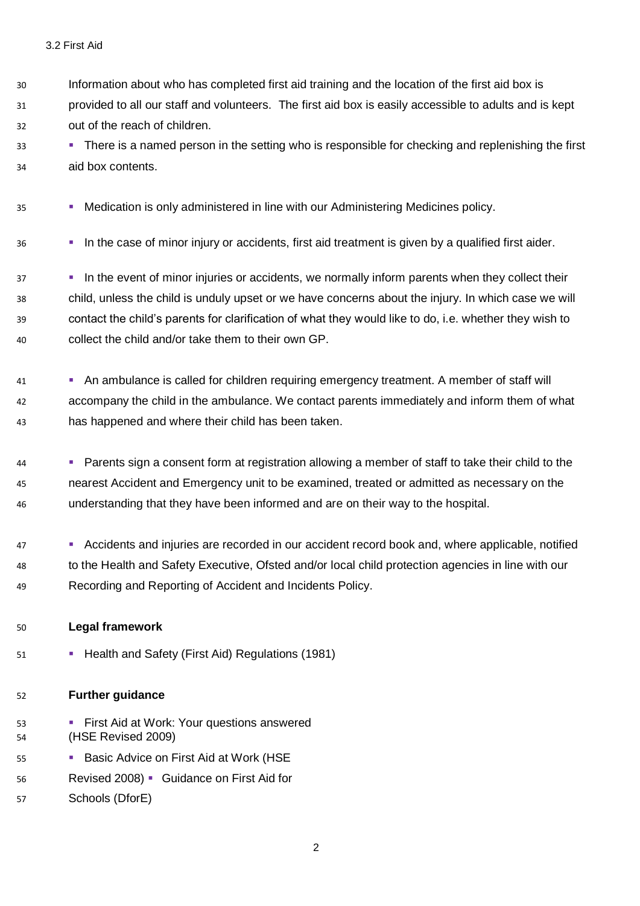3.2 First Aid

Information about who has completed first aid training and the location of the first aid box is provided to all our staff and volunteers. The first aid box is easily accessible to adults and is kept out of the reach of children.

- There is a named person in the setting who is responsible for checking and replenishing the first aid box contents.
- Medication is only administered in line with our Administering Medicines policy.
- In the case of minor injury or accidents, first aid treatment is given by a qualified first aider.
- In the event of minor injuries or accidents, we normally inform parents when they collect their child, unless the child is unduly upset or we have concerns about the injury. In which case we will contact the child's parents for clarification of what they would like to do, i.e. whether they wish to collect the child and/or take them to their own GP.
- An ambulance is called for children requiring emergency treatment. A member of staff will accompany the child in the ambulance. We contact parents immediately and inform them of what has happened and where their child has been taken.
- Parents sign a consent form at registration allowing a member of staff to take their child to the nearest Accident and Emergency unit to be examined, treated or admitted as necessary on the understanding that they have been informed and are on their way to the hospital.
- Accidents and injuries are recorded in our accident record book and, where applicable, notified to the Health and Safety Executive, Ofsted and/or local child protection agencies in line with our Recording and Reporting of Accident and Incidents Policy.

**Legal framework**

- Health and Safety (First Aid) Regulations (1981)

**Further guidance**

- First Aid at Work: Your questions answered (HSE Revised 2009)
- Basic Advice on First Aid at Work (HSE Revised 2008)
- Guidance on First Aid for Schools (DforE)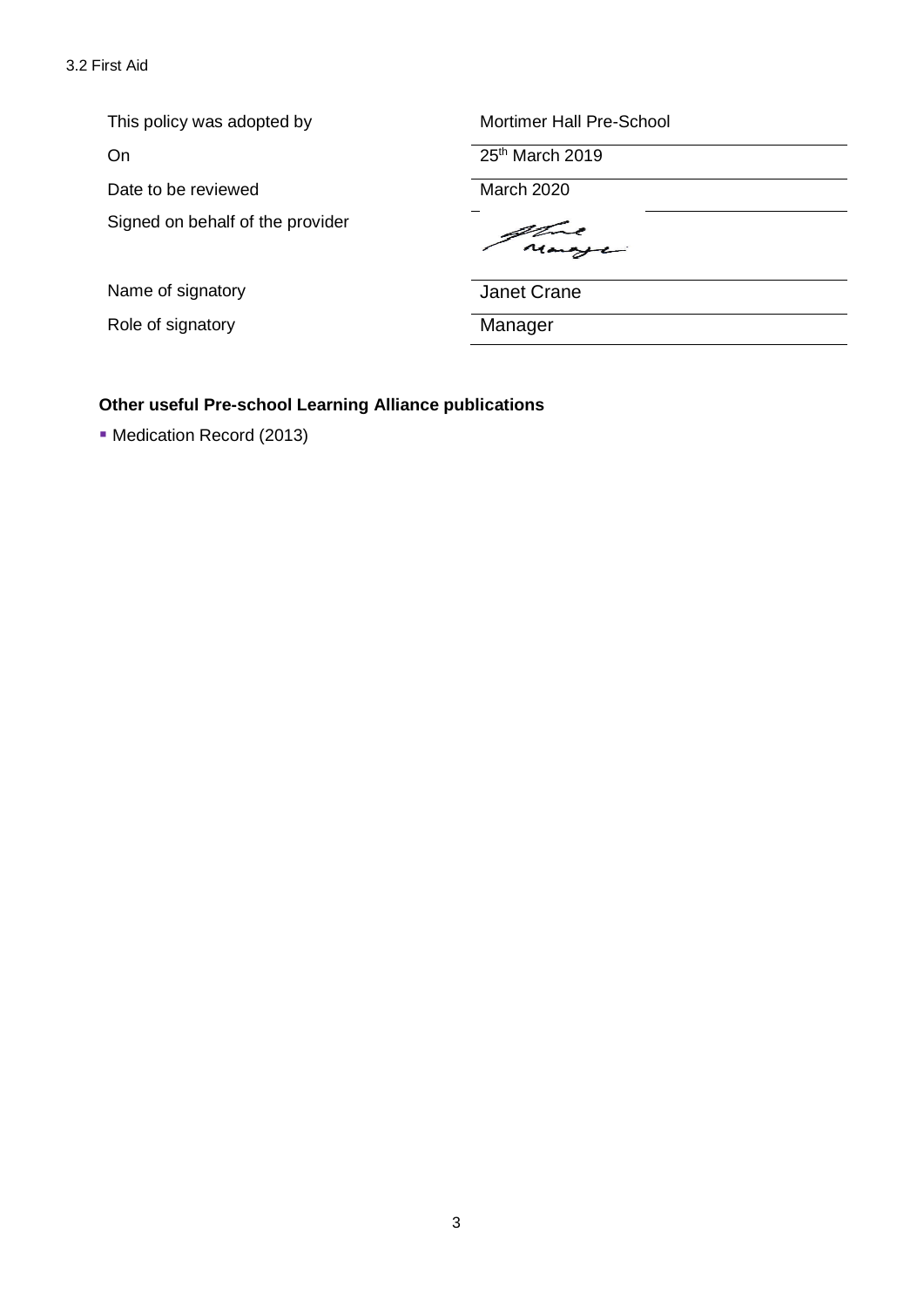| | |
|---|---|
| This policy was adopted by | Mortimer Hall Pre-School |
| On | 25th March 2019 |
| Date to be reviewed | March 2020 |
| Signed on behalf of the provider | |
| Name of signatory | Janet Crane |
| Role of signatory | Manager |

**Other useful Pre-school Learning Alliance publications**

- Medication Record (2013)